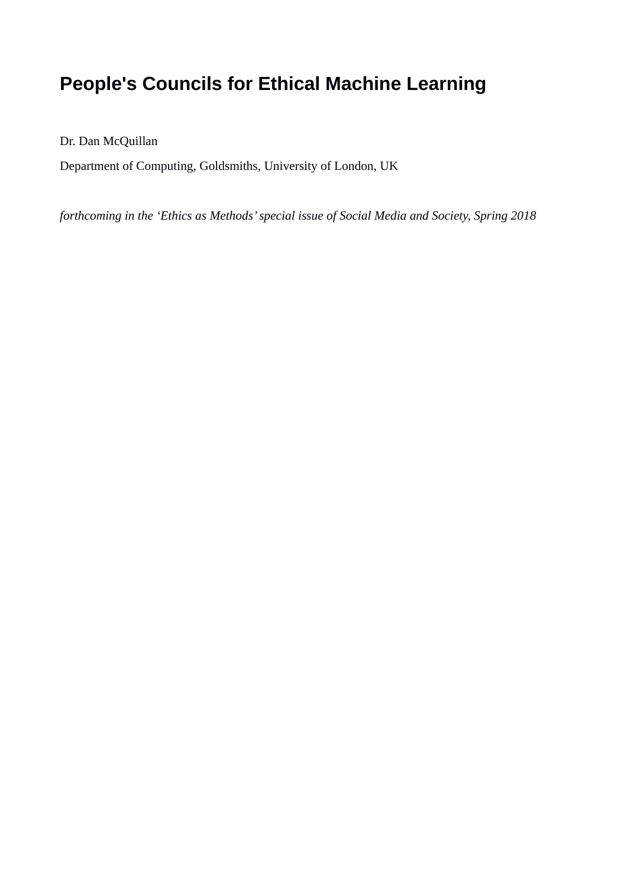# People's Councils for Ethical Machine Learning

Dr. Dan McQuillan

Department of Computing, Goldsmiths, University of London, UK

*forthcoming in the 'Ethics as Methods' special issue of Social Media and Society, Spring 2018*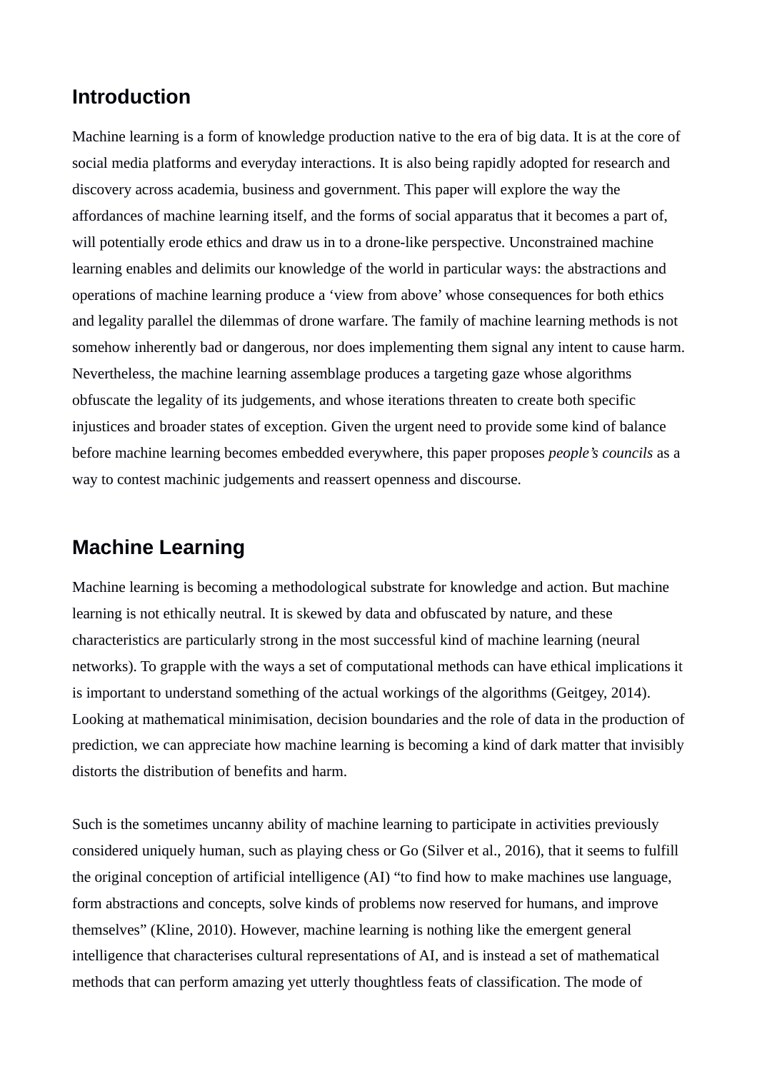## Introduction

Machine learning is a form of knowledge production native to the era of big data. It is at the core of social media platforms and everyday interactions. It is also being rapidly adopted for research and discovery across academia, business and government. This paper will explore the way the affordances of machine learning itself, and the forms of social apparatus that it becomes a part of, will potentially erode ethics and draw us in to a drone-like perspective. Unconstrained machine learning enables and delimits our knowledge of the world in particular ways: the abstractions and operations of machine learning produce a 'view from above' whose consequences for both ethics and legality parallel the dilemmas of drone warfare. The family of machine learning methods is not somehow inherently bad or dangerous, nor does implementing them signal any intent to cause harm. Nevertheless, the machine learning assemblage produces a targeting gaze whose algorithms obfuscate the legality of its judgements, and whose iterations threaten to create both specific injustices and broader states of exception. Given the urgent need to provide some kind of balance before machine learning becomes embedded everywhere, this paper proposes *people's councils* as a way to contest machinic judgements and reassert openness and discourse.

## Machine Learning

Machine learning is becoming a methodological substrate for knowledge and action. But machine learning is not ethically neutral. It is skewed by data and obfuscated by nature, and these characteristics are particularly strong in the most successful kind of machine learning (neural networks). To grapple with the ways a set of computational methods can have ethical implications it is important to understand something of the actual workings of the algorithms (Geitgey, 2014). Looking at mathematical minimisation, decision boundaries and the role of data in the production of prediction, we can appreciate how machine learning is becoming a kind of dark matter that invisibly distorts the distribution of benefits and harm.

Such is the sometimes uncanny ability of machine learning to participate in activities previously considered uniquely human, such as playing chess or Go (Silver et al., 2016), that it seems to fulfill the original conception of artificial intelligence (AI) "to find how to make machines use language, form abstractions and concepts, solve kinds of problems now reserved for humans, and improve themselves" (Kline, 2010). However, machine learning is nothing like the emergent general intelligence that characterises cultural representations of AI, and is instead a set of mathematical methods that can perform amazing yet utterly thoughtless feats of classification. The mode of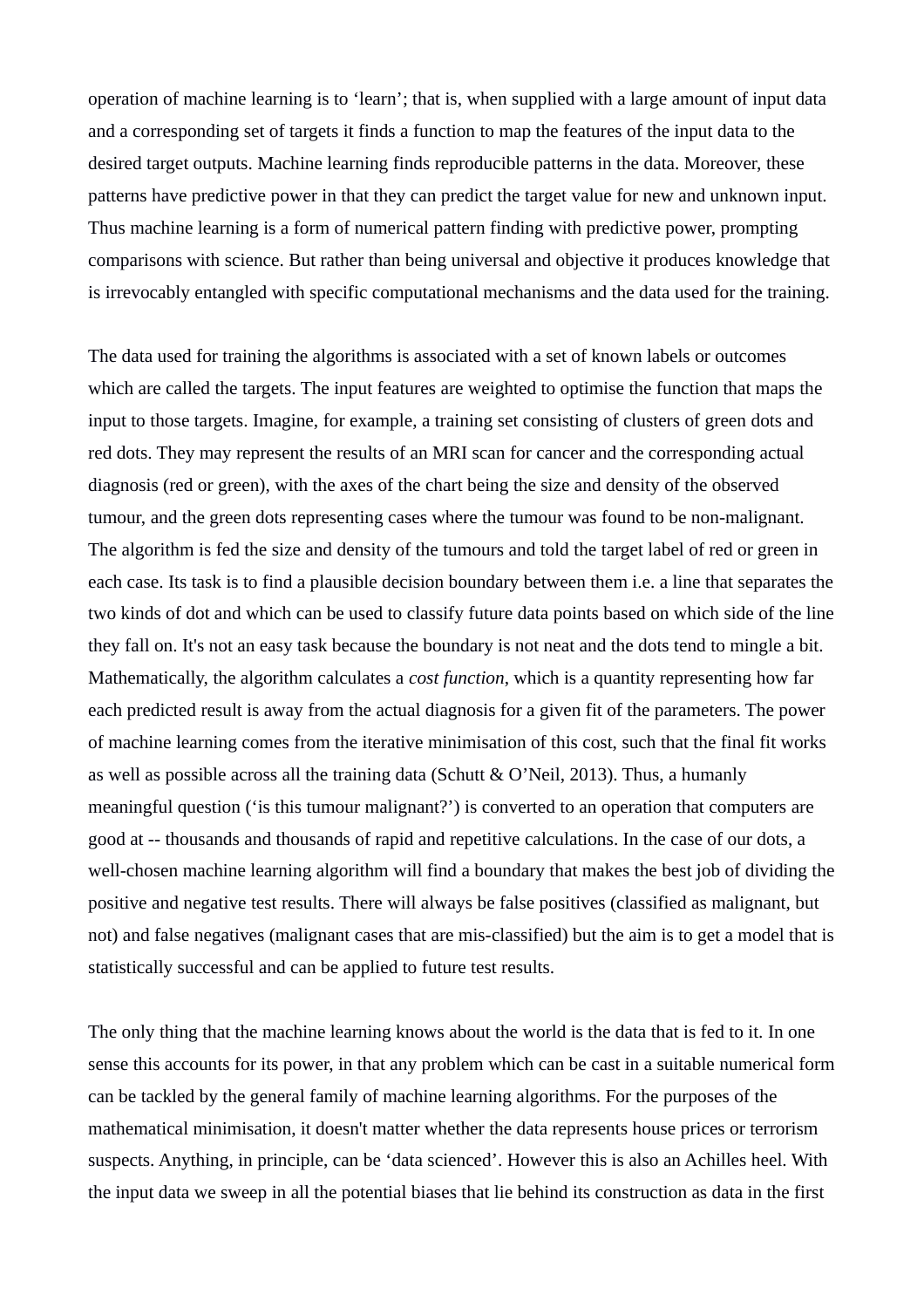operation of machine learning is to ‘learn’; that is, when supplied with a large amount of input data and a corresponding set of targets it finds a function to map the features of the input data to the desired target outputs. Machine learning finds reproducible patterns in the data. Moreover, these patterns have predictive power in that they can predict the target value for new and unknown input. Thus machine learning is a form of numerical pattern finding with predictive power, prompting comparisons with science. But rather than being universal and objective it produces knowledge that is irrevocably entangled with specific computational mechanisms and the data used for the training.

The data used for training the algorithms is associated with a set of known labels or outcomes which are called the targets. The input features are weighted to optimise the function that maps the input to those targets. Imagine, for example, a training set consisting of clusters of green dots and red dots. They may represent the results of an MRI scan for cancer and the corresponding actual diagnosis (red or green), with the axes of the chart being the size and density of the observed tumour, and the green dots representing cases where the tumour was found to be non-malignant. The algorithm is fed the size and density of the tumours and told the target label of red or green in each case. Its task is to find a plausible decision boundary between them i.e. a line that separates the two kinds of dot and which can be used to classify future data points based on which side of the line they fall on. It's not an easy task because the boundary is not neat and the dots tend to mingle a bit. Mathematically, the algorithm calculates a *cost function*, which is a quantity representing how far each predicted result is away from the actual diagnosis for a given fit of the parameters. The power of machine learning comes from the iterative minimisation of this cost, such that the final fit works as well as possible across all the training data (Schutt & O’Neil, 2013). Thus, a humanly meaningful question (‘is this tumour malignant?’) is converted to an operation that computers are good at -- thousands and thousands of rapid and repetitive calculations. In the case of our dots, a well-chosen machine learning algorithm will find a boundary that makes the best job of dividing the positive and negative test results. There will always be false positives (classified as malignant, but not) and false negatives (malignant cases that are mis-classified) but the aim is to get a model that is statistically successful and can be applied to future test results.

The only thing that the machine learning knows about the world is the data that is fed to it. In one sense this accounts for its power, in that any problem which can be cast in a suitable numerical form can be tackled by the general family of machine learning algorithms. For the purposes of the mathematical minimisation, it doesn't matter whether the data represents house prices or terrorism suspects. Anything, in principle, can be ‘data scienced’. However this is also an Achilles heel. With the input data we sweep in all the potential biases that lie behind its construction as data in the first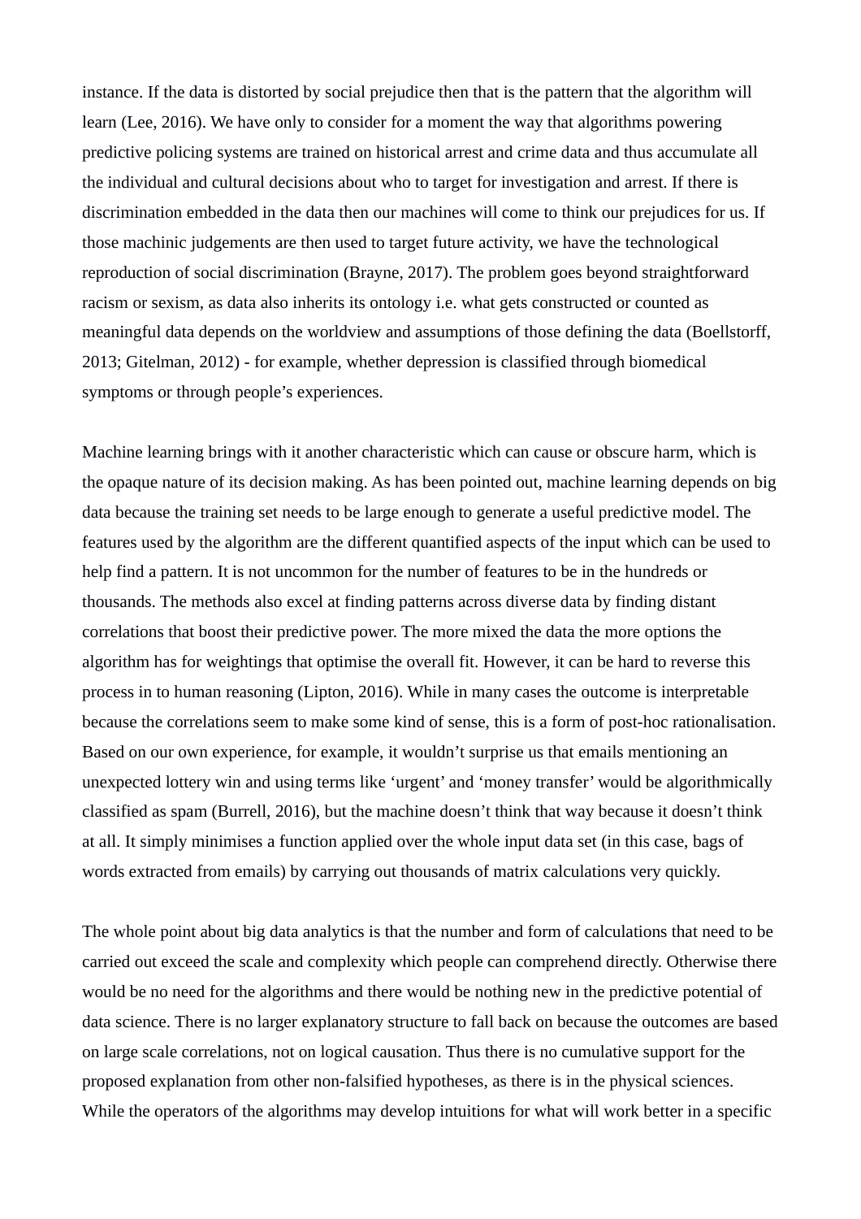instance. If the data is distorted by social prejudice then that is the pattern that the algorithm will learn (Lee, 2016). We have only to consider for a moment the way that algorithms powering predictive policing systems are trained on historical arrest and crime data and thus accumulate all the individual and cultural decisions about who to target for investigation and arrest. If there is discrimination embedded in the data then our machines will come to think our prejudices for us. If those machinic judgements are then used to target future activity, we have the technological reproduction of social discrimination (Brayne, 2017). The problem goes beyond straightforward racism or sexism, as data also inherits its ontology i.e. what gets constructed or counted as meaningful data depends on the worldview and assumptions of those defining the data (Boellstorff, 2013; Gitelman, 2012) - for example, whether depression is classified through biomedical symptoms or through people's experiences.

Machine learning brings with it another characteristic which can cause or obscure harm, which is the opaque nature of its decision making. As has been pointed out, machine learning depends on big data because the training set needs to be large enough to generate a useful predictive model. The features used by the algorithm are the different quantified aspects of the input which can be used to help find a pattern. It is not uncommon for the number of features to be in the hundreds or thousands. The methods also excel at finding patterns across diverse data by finding distant correlations that boost their predictive power. The more mixed the data the more options the algorithm has for weightings that optimise the overall fit. However, it can be hard to reverse this process in to human reasoning (Lipton, 2016). While in many cases the outcome is interpretable because the correlations seem to make some kind of sense, this is a form of post-hoc rationalisation. Based on our own experience, for example, it wouldn't surprise us that emails mentioning an unexpected lottery win and using terms like 'urgent' and 'money transfer' would be algorithmically classified as spam (Burrell, 2016), but the machine doesn't think that way because it doesn't think at all. It simply minimises a function applied over the whole input data set (in this case, bags of words extracted from emails) by carrying out thousands of matrix calculations very quickly.

The whole point about big data analytics is that the number and form of calculations that need to be carried out exceed the scale and complexity which people can comprehend directly. Otherwise there would be no need for the algorithms and there would be nothing new in the predictive potential of data science. There is no larger explanatory structure to fall back on because the outcomes are based on large scale correlations, not on logical causation. Thus there is no cumulative support for the proposed explanation from other non-falsified hypotheses, as there is in the physical sciences. While the operators of the algorithms may develop intuitions for what will work better in a specific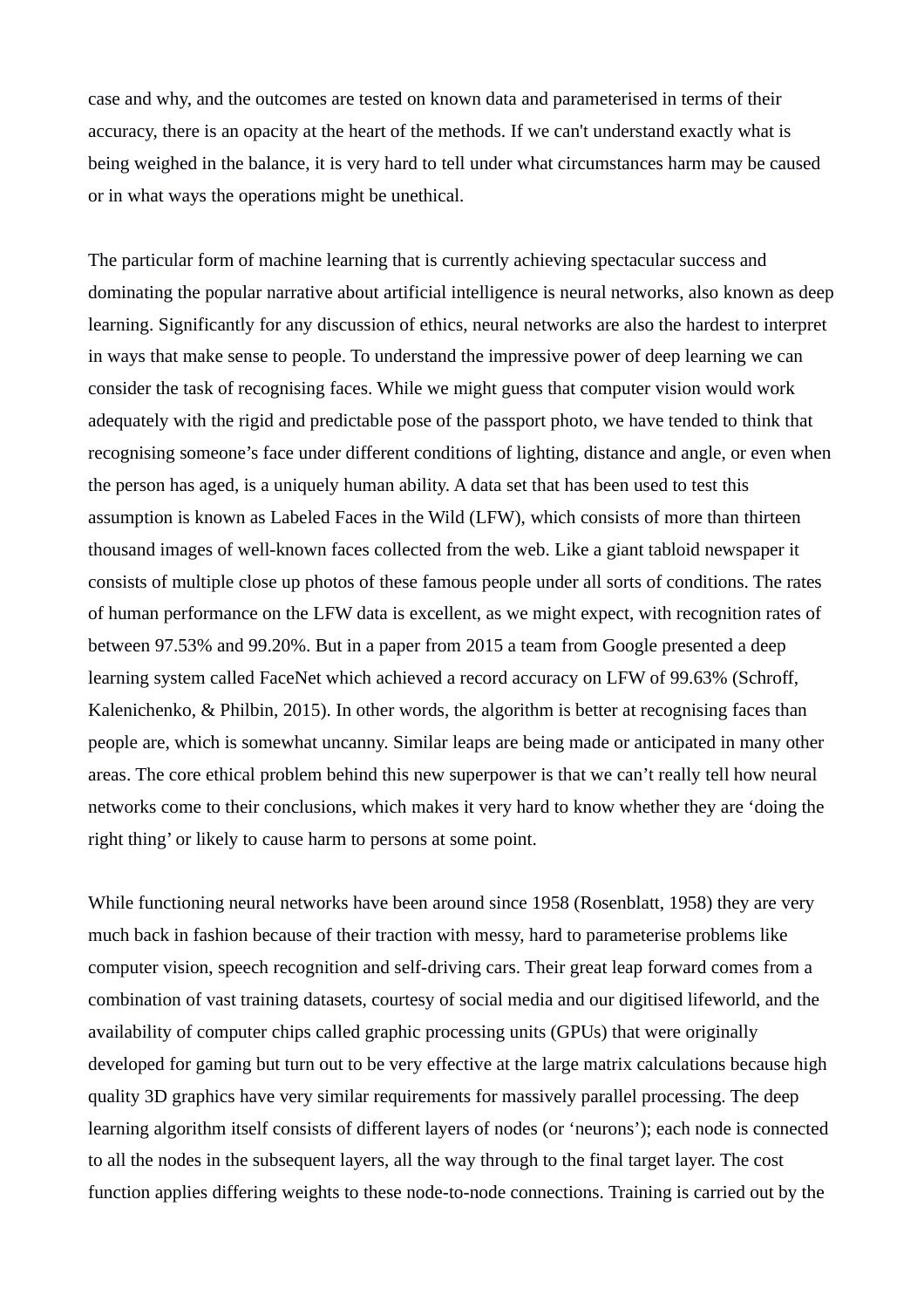case and why, and the outcomes are tested on known data and parameterised in terms of their accuracy, there is an opacity at the heart of the methods. If we can't understand exactly what is being weighed in the balance, it is very hard to tell under what circumstances harm may be caused or in what ways the operations might be unethical.

The particular form of machine learning that is currently achieving spectacular success and dominating the popular narrative about artificial intelligence is neural networks, also known as deep learning. Significantly for any discussion of ethics, neural networks are also the hardest to interpret in ways that make sense to people. To understand the impressive power of deep learning we can consider the task of recognising faces. While we might guess that computer vision would work adequately with the rigid and predictable pose of the passport photo, we have tended to think that recognising someone's face under different conditions of lighting, distance and angle, or even when the person has aged, is a uniquely human ability. A data set that has been used to test this assumption is known as Labeled Faces in the Wild (LFW), which consists of more than thirteen thousand images of well-known faces collected from the web. Like a giant tabloid newspaper it consists of multiple close up photos of these famous people under all sorts of conditions. The rates of human performance on the LFW data is excellent, as we might expect, with recognition rates of between 97.53% and 99.20%. But in a paper from 2015 a team from Google presented a deep learning system called FaceNet which achieved a record accuracy on LFW of 99.63% (Schroff, Kalenichenko, & Philbin, 2015). In other words, the algorithm is better at recognising faces than people are, which is somewhat uncanny. Similar leaps are being made or anticipated in many other areas. The core ethical problem behind this new superpower is that we can't really tell how neural networks come to their conclusions, which makes it very hard to know whether they are 'doing the right thing' or likely to cause harm to persons at some point.

While functioning neural networks have been around since 1958 (Rosenblatt, 1958) they are very much back in fashion because of their traction with messy, hard to parameterise problems like computer vision, speech recognition and self-driving cars. Their great leap forward comes from a combination of vast training datasets, courtesy of social media and our digitised lifeworld, and the availability of computer chips called graphic processing units (GPUs) that were originally developed for gaming but turn out to be very effective at the large matrix calculations because high quality 3D graphics have very similar requirements for massively parallel processing. The deep learning algorithm itself consists of different layers of nodes (or 'neurons'); each node is connected to all the nodes in the subsequent layers, all the way through to the final target layer. The cost function applies differing weights to these node-to-node connections. Training is carried out by the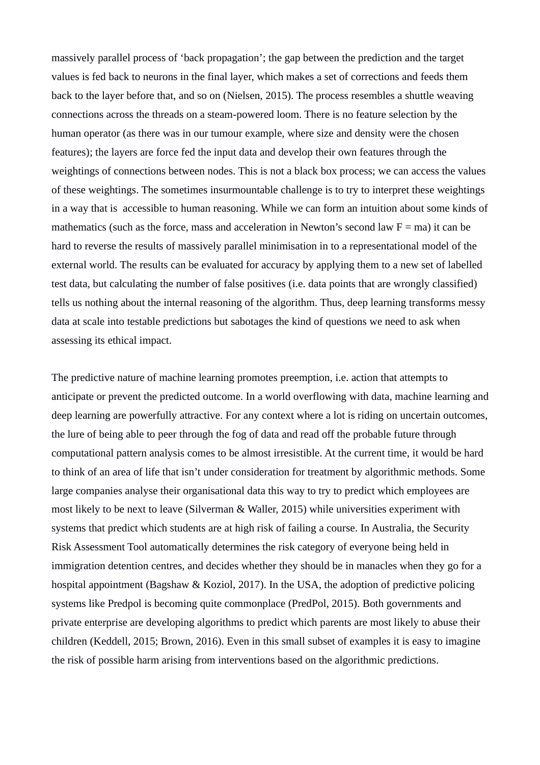massively parallel process of ‘back propagation’; the gap between the prediction and the target values is fed back to neurons in the final layer, which makes a set of corrections and feeds them back to the layer before that, and so on (Nielsen, 2015). The process resembles a shuttle weaving connections across the threads on a steam-powered loom. There is no feature selection by the human operator (as there was in our tumour example, where size and density were the chosen features); the layers are force fed the input data and develop their own features through the weightings of connections between nodes. This is not a black box process; we can access the values of these weightings. The sometimes insurmountable challenge is to try to interpret these weightings in a way that is accessible to human reasoning. While we can form an intuition about some kinds of mathematics (such as the force, mass and acceleration in Newton’s second law $F = ma$) it can be hard to reverse the results of massively parallel minimisation in to a representational model of the external world. The results can be evaluated for accuracy by applying them to a new set of labelled test data, but calculating the number of false positives (i.e. data points that are wrongly classified) tells us nothing about the internal reasoning of the algorithm. Thus, deep learning transforms messy data at scale into testable predictions but sabotages the kind of questions we need to ask when assessing its ethical impact.

The predictive nature of machine learning promotes preemption, i.e. action that attempts to anticipate or prevent the predicted outcome. In a world overflowing with data, machine learning and deep learning are powerfully attractive. For any context where a lot is riding on uncertain outcomes, the lure of being able to peer through the fog of data and read off the probable future through computational pattern analysis comes to be almost irresistible. At the current time, it would be hard to think of an area of life that isn’t under consideration for treatment by algorithmic methods. Some large companies analyse their organisational data this way to try to predict which employees are most likely to be next to leave (Silverman & Waller, 2015) while universities experiment with systems that predict which students are at high risk of failing a course. In Australia, the Security Risk Assessment Tool automatically determines the risk category of everyone being held in immigration detention centres, and decides whether they should be in manacles when they go for a hospital appointment (Bagshaw & Koziol, 2017). In the USA, the adoption of predictive policing systems like Predpol is becoming quite commonplace (PredPol, 2015). Both governments and private enterprise are developing algorithms to predict which parents are most likely to abuse their children (Keddell, 2015; Brown, 2016). Even in this small subset of examples it is easy to imagine the risk of possible harm arising from interventions based on the algorithmic predictions.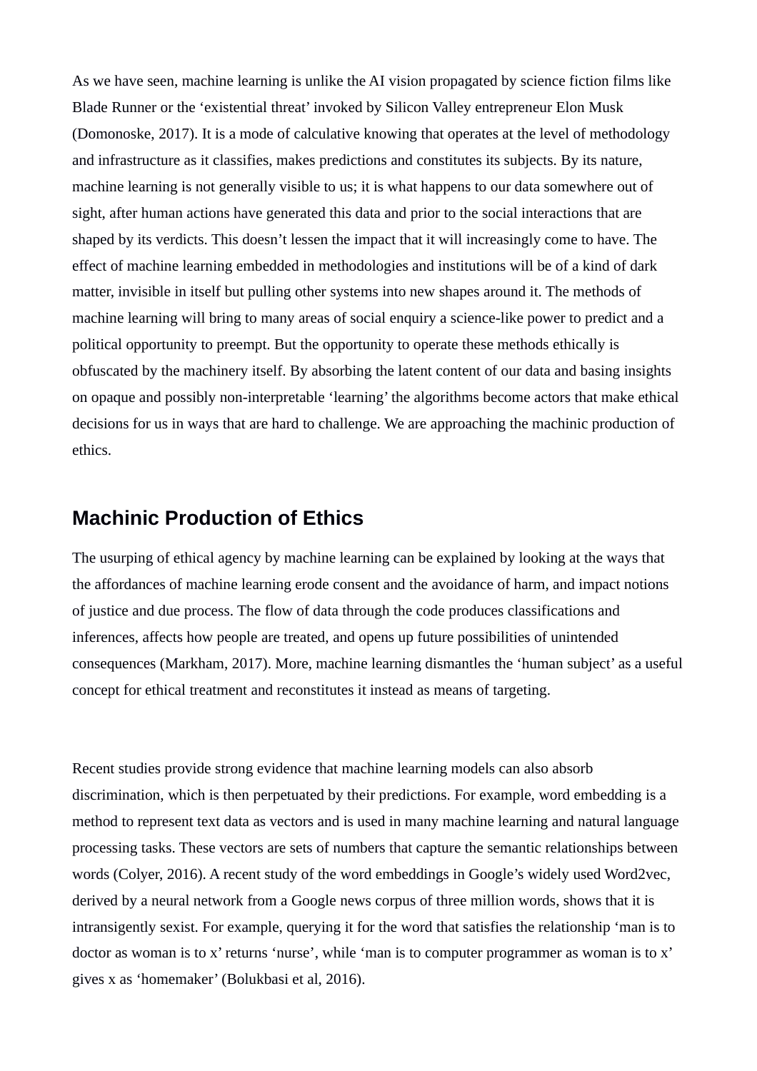As we have seen, machine learning is unlike the AI vision propagated by science fiction films like Blade Runner or the 'existential threat' invoked by Silicon Valley entrepreneur Elon Musk (Domonoske, 2017). It is a mode of calculative knowing that operates at the level of methodology and infrastructure as it classifies, makes predictions and constitutes its subjects. By its nature, machine learning is not generally visible to us; it is what happens to our data somewhere out of sight, after human actions have generated this data and prior to the social interactions that are shaped by its verdicts. This doesn't lessen the impact that it will increasingly come to have. The effect of machine learning embedded in methodologies and institutions will be of a kind of dark matter, invisible in itself but pulling other systems into new shapes around it. The methods of machine learning will bring to many areas of social enquiry a science-like power to predict and a political opportunity to preempt. But the opportunity to operate these methods ethically is obfuscated by the machinery itself. By absorbing the latent content of our data and basing insights on opaque and possibly non-interpretable 'learning' the algorithms become actors that make ethical decisions for us in ways that are hard to challenge. We are approaching the machinic production of ethics.

## Machinic Production of Ethics

The usurping of ethical agency by machine learning can be explained by looking at the ways that the affordances of machine learning erode consent and the avoidance of harm, and impact notions of justice and due process. The flow of data through the code produces classifications and inferences, affects how people are treated, and opens up future possibilities of unintended consequences (Markham, 2017). More, machine learning dismantles the 'human subject' as a useful concept for ethical treatment and reconstitutes it instead as means of targeting.

Recent studies provide strong evidence that machine learning models can also absorb discrimination, which is then perpetuated by their predictions. For example, word embedding is a method to represent text data as vectors and is used in many machine learning and natural language processing tasks. These vectors are sets of numbers that capture the semantic relationships between words (Colyer, 2016). A recent study of the word embeddings in Google's widely used Word2vec, derived by a neural network from a Google news corpus of three million words, shows that it is intransigently sexist. For example, querying it for the word that satisfies the relationship 'man is to doctor as woman is to x' returns 'nurse', while 'man is to computer programmer as woman is to x' gives x as 'homemaker' (Bolukbasi et al, 2016).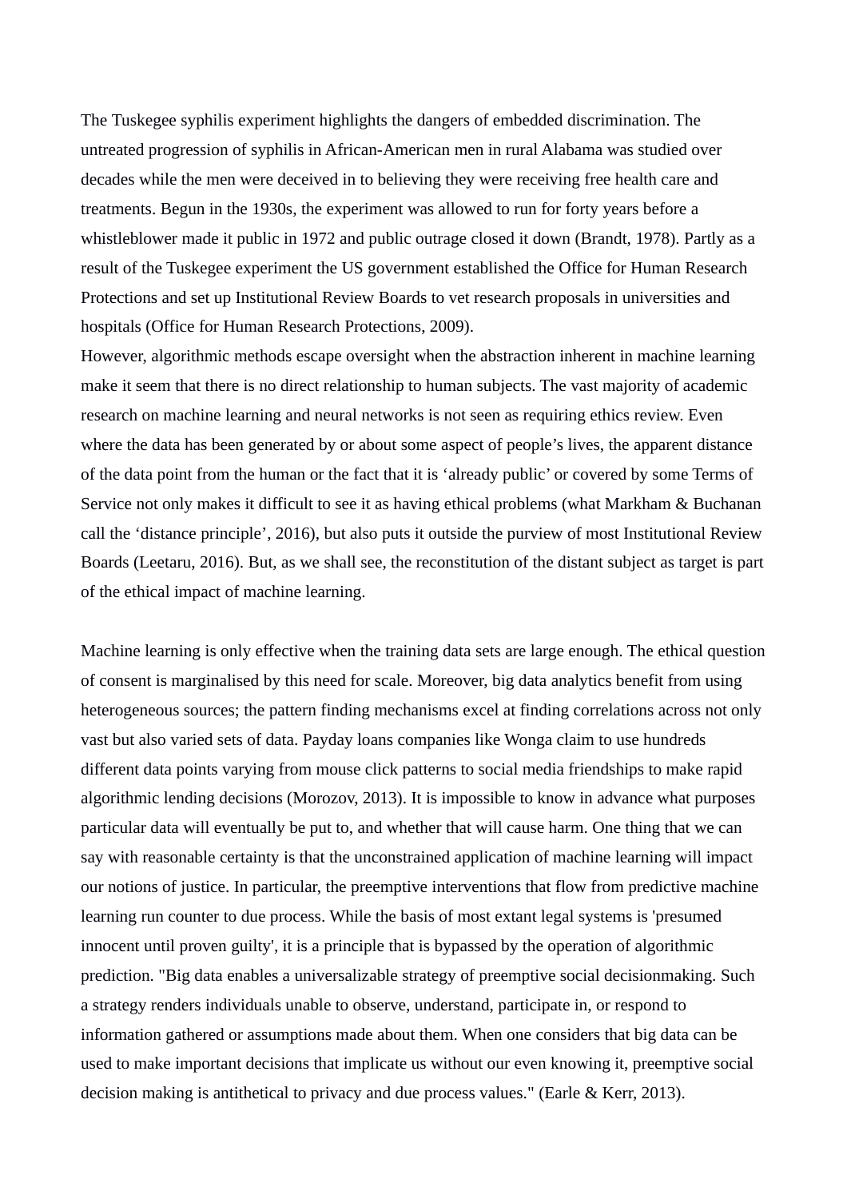The Tuskegee syphilis experiment highlights the dangers of embedded discrimination. The untreated progression of syphilis in African-American men in rural Alabama was studied over decades while the men were deceived in to believing they were receiving free health care and treatments. Begun in the 1930s, the experiment was allowed to run for forty years before a whistleblower made it public in 1972 and public outrage closed it down (Brandt, 1978). Partly as a result of the Tuskegee experiment the US government established the Office for Human Research Protections and set up Institutional Review Boards to vet research proposals in universities and hospitals (Office for Human Research Protections, 2009).

However, algorithmic methods escape oversight when the abstraction inherent in machine learning make it seem that there is no direct relationship to human subjects. The vast majority of academic research on machine learning and neural networks is not seen as requiring ethics review. Even where the data has been generated by or about some aspect of people's lives, the apparent distance of the data point from the human or the fact that it is 'already public' or covered by some Terms of Service not only makes it difficult to see it as having ethical problems (what Markham & Buchanan call the 'distance principle', 2016), but also puts it outside the purview of most Institutional Review Boards (Leetaru, 2016). But, as we shall see, the reconstitution of the distant subject as target is part of the ethical impact of machine learning.

Machine learning is only effective when the training data sets are large enough. The ethical question of consent is marginalised by this need for scale. Moreover, big data analytics benefit from using heterogeneous sources; the pattern finding mechanisms excel at finding correlations across not only vast but also varied sets of data. Payday loans companies like Wonga claim to use hundreds different data points varying from mouse click patterns to social media friendships to make rapid algorithmic lending decisions (Morozov, 2013). It is impossible to know in advance what purposes particular data will eventually be put to, and whether that will cause harm. One thing that we can say with reasonable certainty is that the unconstrained application of machine learning will impact our notions of justice. In particular, the preemptive interventions that flow from predictive machine learning run counter to due process. While the basis of most extant legal systems is 'presumed innocent until proven guilty', it is a principle that is bypassed by the operation of algorithmic prediction. "Big data enables a universalizable strategy of preemptive social decisionmaking. Such a strategy renders individuals unable to observe, understand, participate in, or respond to information gathered or assumptions made about them. When one considers that big data can be used to make important decisions that implicate us without our even knowing it, preemptive social decision making is antithetical to privacy and due process values." (Earle & Kerr, 2013).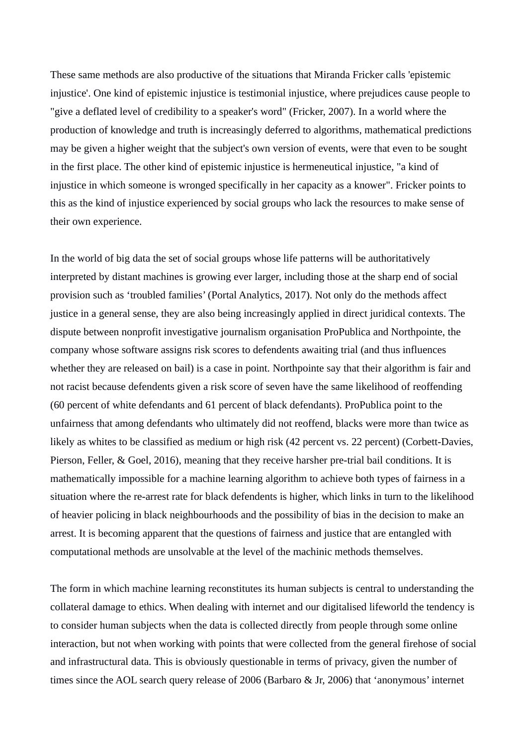These same methods are also productive of the situations that Miranda Fricker calls 'epistemic injustice'. One kind of epistemic injustice is testimonial injustice, where prejudices cause people to "give a deflated level of credibility to a speaker's word" (Fricker, 2007). In a world where the production of knowledge and truth is increasingly deferred to algorithms, mathematical predictions may be given a higher weight that the subject's own version of events, were that even to be sought in the first place. The other kind of epistemic injustice is hermeneutical injustice, "a kind of injustice in which someone is wronged specifically in her capacity as a knower". Fricker points to this as the kind of injustice experienced by social groups who lack the resources to make sense of their own experience.

In the world of big data the set of social groups whose life patterns will be authoritatively interpreted by distant machines is growing ever larger, including those at the sharp end of social provision such as 'troubled families' (Portal Analytics, 2017). Not only do the methods affect justice in a general sense, they are also being increasingly applied in direct juridical contexts. The dispute between nonprofit investigative journalism organisation ProPublica and Northpointe, the company whose software assigns risk scores to defendents awaiting trial (and thus influences whether they are released on bail) is a case in point. Northpointe say that their algorithm is fair and not racist because defendents given a risk score of seven have the same likelihood of reoffending (60 percent of white defendants and 61 percent of black defendants). ProPublica point to the unfairness that among defendants who ultimately did not reoffend, blacks were more than twice as likely as whites to be classified as medium or high risk (42 percent vs. 22 percent) (Corbett-Davies, Pierson, Feller, & Goel, 2016), meaning that they receive harsher pre-trial bail conditions. It is mathematically impossible for a machine learning algorithm to achieve both types of fairness in a situation where the re-arrest rate for black defendents is higher, which links in turn to the likelihood of heavier policing in black neighbourhoods and the possibility of bias in the decision to make an arrest. It is becoming apparent that the questions of fairness and justice that are entangled with computational methods are unsolvable at the level of the machinic methods themselves.

The form in which machine learning reconstitutes its human subjects is central to understanding the collateral damage to ethics. When dealing with internet and our digitalised lifeworld the tendency is to consider human subjects when the data is collected directly from people through some online interaction, but not when working with points that were collected from the general firehose of social and infrastructural data. This is obviously questionable in terms of privacy, given the number of times since the AOL search query release of 2006 (Barbaro & Jr, 2006) that 'anonymous' internet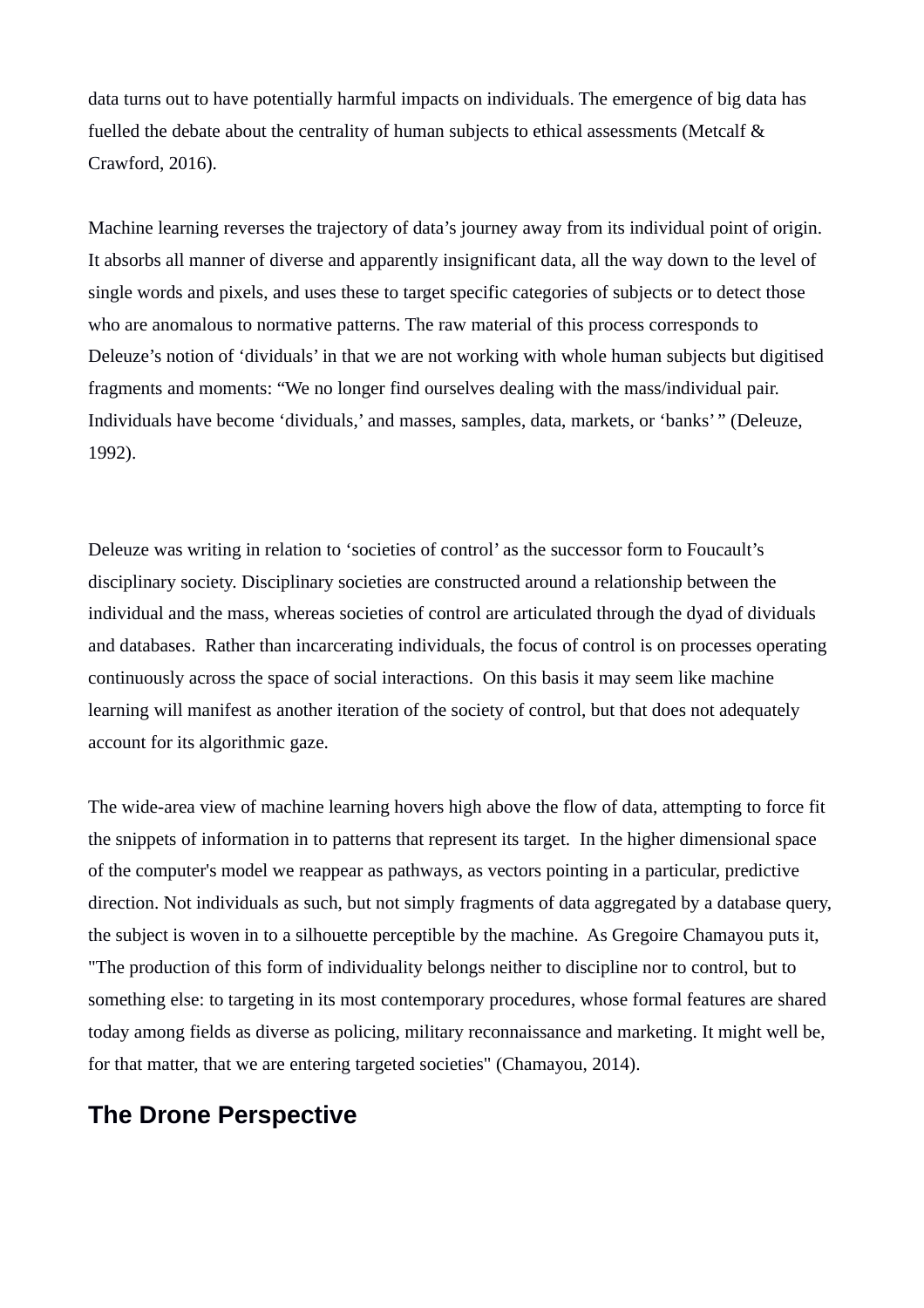data turns out to have potentially harmful impacts on individuals. The emergence of big data has fuelled the debate about the centrality of human subjects to ethical assessments (Metcalf & Crawford, 2016).

Machine learning reverses the trajectory of data's journey away from its individual point of origin. It absorbs all manner of diverse and apparently insignificant data, all the way down to the level of single words and pixels, and uses these to target specific categories of subjects or to detect those who are anomalous to normative patterns. The raw material of this process corresponds to Deleuze's notion of 'dividuals' in that we are not working with whole human subjects but digitised fragments and moments: "We no longer find ourselves dealing with the mass/individual pair. Individuals have become 'dividuals,' and masses, samples, data, markets, or 'banks' " (Deleuze, 1992).

Deleuze was writing in relation to 'societies of control' as the successor form to Foucault's disciplinary society. Disciplinary societies are constructed around a relationship between the individual and the mass, whereas societies of control are articulated through the dyad of dividuals and databases. Rather than incarcerating individuals, the focus of control is on processes operating continuously across the space of social interactions. On this basis it may seem like machine learning will manifest as another iteration of the society of control, but that does not adequately account for its algorithmic gaze.

The wide-area view of machine learning hovers high above the flow of data, attempting to force fit the snippets of information in to patterns that represent its target. In the higher dimensional space of the computer's model we reappear as pathways, as vectors pointing in a particular, predictive direction. Not individuals as such, but not simply fragments of data aggregated by a database query, the subject is woven in to a silhouette perceptible by the machine. As Gregoire Chamayou puts it, "The production of this form of individuality belongs neither to discipline nor to control, but to something else: to targeting in its most contemporary procedures, whose formal features are shared today among fields as diverse as policing, military reconnaissance and marketing. It might well be, for that matter, that we are entering targeted societies" (Chamayou, 2014).

## The Drone Perspective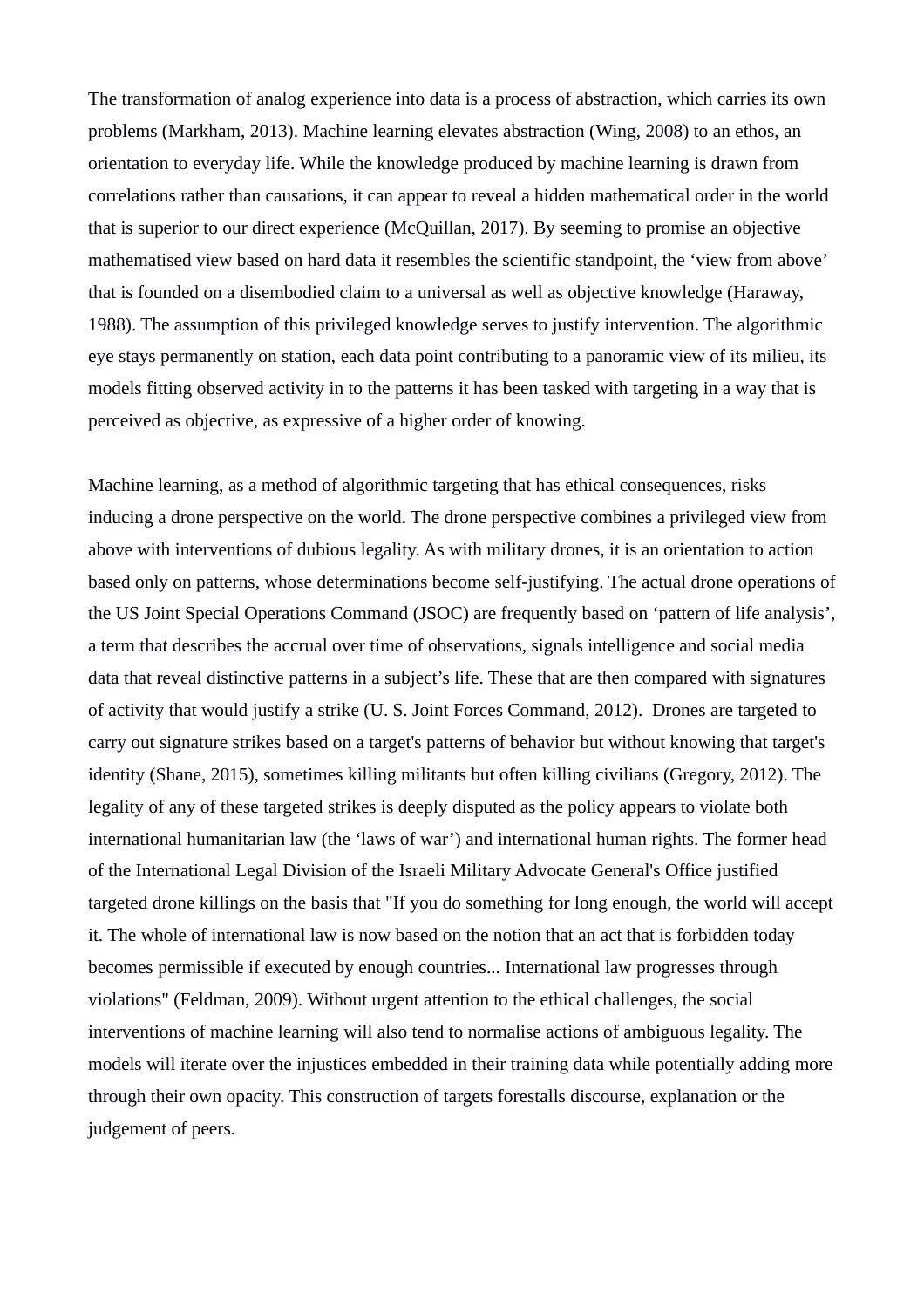The transformation of analog experience into data is a process of abstraction, which carries its own problems (Markham, 2013). Machine learning elevates abstraction (Wing, 2008) to an ethos, an orientation to everyday life. While the knowledge produced by machine learning is drawn from correlations rather than causations, it can appear to reveal a hidden mathematical order in the world that is superior to our direct experience (McQuillan, 2017). By seeming to promise an objective mathematised view based on hard data it resembles the scientific standpoint, the 'view from above' that is founded on a disembodied claim to a universal as well as objective knowledge (Haraway, 1988). The assumption of this privileged knowledge serves to justify intervention. The algorithmic eye stays permanently on station, each data point contributing to a panoramic view of its milieu, its models fitting observed activity in to the patterns it has been tasked with targeting in a way that is perceived as objective, as expressive of a higher order of knowing.

Machine learning, as a method of algorithmic targeting that has ethical consequences, risks inducing a drone perspective on the world. The drone perspective combines a privileged view from above with interventions of dubious legality. As with military drones, it is an orientation to action based only on patterns, whose determinations become self-justifying. The actual drone operations of the US Joint Special Operations Command (JSOC) are frequently based on 'pattern of life analysis', a term that describes the accrual over time of observations, signals intelligence and social media data that reveal distinctive patterns in a subject's life. These that are then compared with signatures of activity that would justify a strike (U. S. Joint Forces Command, 2012). Drones are targeted to carry out signature strikes based on a target's patterns of behavior but without knowing that target's identity (Shane, 2015), sometimes killing militants but often killing civilians (Gregory, 2012). The legality of any of these targeted strikes is deeply disputed as the policy appears to violate both international humanitarian law (the 'laws of war') and international human rights. The former head of the International Legal Division of the Israeli Military Advocate General's Office justified targeted drone killings on the basis that "If you do something for long enough, the world will accept it. The whole of international law is now based on the notion that an act that is forbidden today becomes permissible if executed by enough countries... International law progresses through violations" (Feldman, 2009). Without urgent attention to the ethical challenges, the social interventions of machine learning will also tend to normalise actions of ambiguous legality. The models will iterate over the injustices embedded in their training data while potentially adding more through their own opacity. This construction of targets forestalls discourse, explanation or the judgement of peers.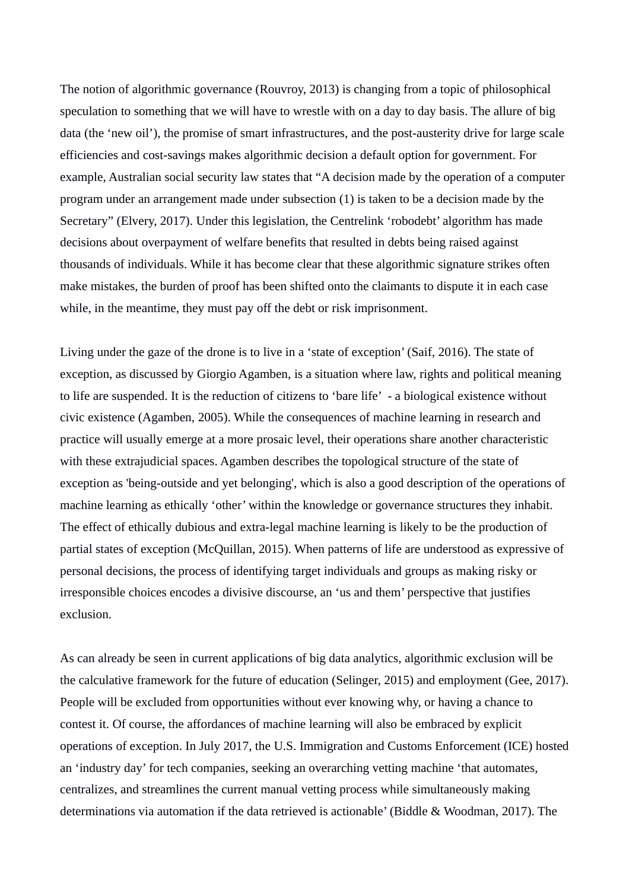The notion of algorithmic governance (Rouvroy, 2013) is changing from a topic of philosophical speculation to something that we will have to wrestle with on a day to day basis. The allure of big data (the 'new oil'), the promise of smart infrastructures, and the post-austerity drive for large scale efficiencies and cost-savings makes algorithmic decision a default option for government. For example, Australian social security law states that "A decision made by the operation of a computer program under an arrangement made under subsection (1) is taken to be a decision made by the Secretary" (Elvery, 2017). Under this legislation, the Centrelink 'robodebt' algorithm has made decisions about overpayment of welfare benefits that resulted in debts being raised against thousands of individuals. While it has become clear that these algorithmic signature strikes often make mistakes, the burden of proof has been shifted onto the claimants to dispute it in each case while, in the meantime, they must pay off the debt or risk imprisonment.

Living under the gaze of the drone is to live in a 'state of exception' (Saif, 2016). The state of exception, as discussed by Giorgio Agamben, is a situation where law, rights and political meaning to life are suspended. It is the reduction of citizens to 'bare life' - a biological existence without civic existence (Agamben, 2005). While the consequences of machine learning in research and practice will usually emerge at a more prosaic level, their operations share another characteristic with these extrajudicial spaces. Agamben describes the topological structure of the state of exception as 'being-outside and yet belonging', which is also a good description of the operations of machine learning as ethically 'other' within the knowledge or governance structures they inhabit. The effect of ethically dubious and extra-legal machine learning is likely to be the production of partial states of exception (McQuillan, 2015). When patterns of life are understood as expressive of personal decisions, the process of identifying target individuals and groups as making risky or irresponsible choices encodes a divisive discourse, an 'us and them' perspective that justifies exclusion.

As can already be seen in current applications of big data analytics, algorithmic exclusion will be the calculative framework for the future of education (Selinger, 2015) and employment (Gee, 2017). People will be excluded from opportunities without ever knowing why, or having a chance to contest it. Of course, the affordances of machine learning will also be embraced by explicit operations of exception. In July 2017, the U.S. Immigration and Customs Enforcement (ICE) hosted an 'industry day' for tech companies, seeking an overarching vetting machine 'that automates, centralizes, and streamlines the current manual vetting process while simultaneously making determinations via automation if the data retrieved is actionable' (Biddle & Woodman, 2017). The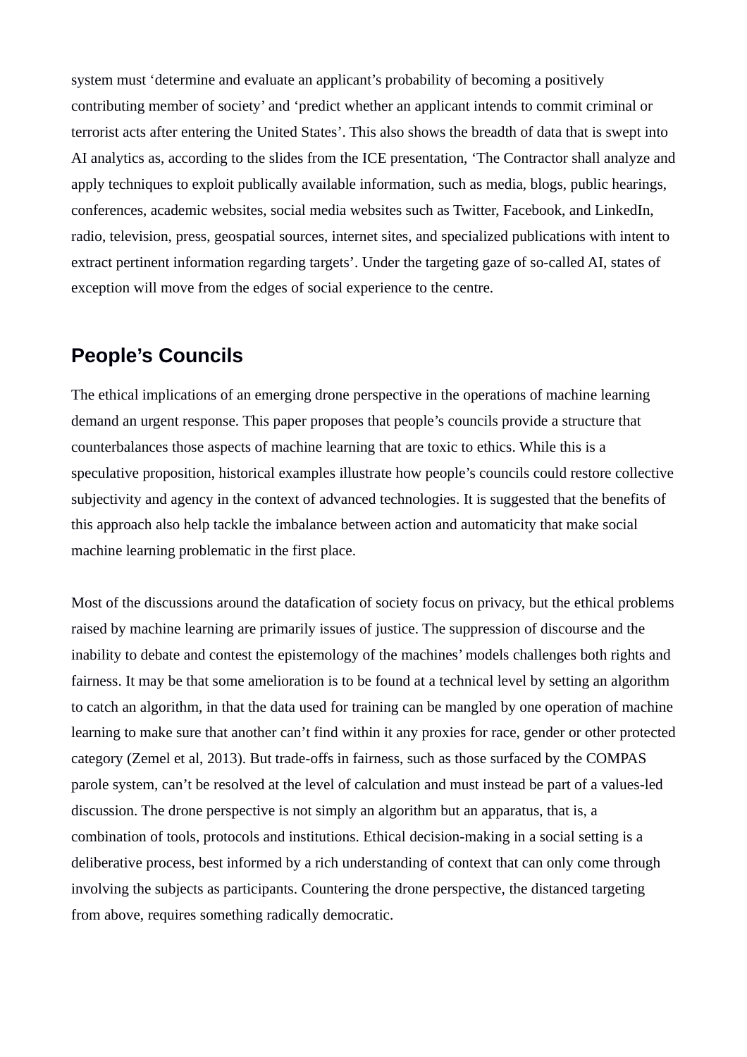system must 'determine and evaluate an applicant's probability of becoming a positively contributing member of society' and 'predict whether an applicant intends to commit criminal or terrorist acts after entering the United States'. This also shows the breadth of data that is swept into AI analytics as, according to the slides from the ICE presentation, 'The Contractor shall analyze and apply techniques to exploit publically available information, such as media, blogs, public hearings, conferences, academic websites, social media websites such as Twitter, Facebook, and LinkedIn, radio, television, press, geospatial sources, internet sites, and specialized publications with intent to extract pertinent information regarding targets'. Under the targeting gaze of so-called AI, states of exception will move from the edges of social experience to the centre.

## People's Councils

The ethical implications of an emerging drone perspective in the operations of machine learning demand an urgent response. This paper proposes that people's councils provide a structure that counterbalances those aspects of machine learning that are toxic to ethics. While this is a speculative proposition, historical examples illustrate how people's councils could restore collective subjectivity and agency in the context of advanced technologies. It is suggested that the benefits of this approach also help tackle the imbalance between action and automaticity that make social machine learning problematic in the first place.

Most of the discussions around the datafication of society focus on privacy, but the ethical problems raised by machine learning are primarily issues of justice. The suppression of discourse and the inability to debate and contest the epistemology of the machines' models challenges both rights and fairness. It may be that some amelioration is to be found at a technical level by setting an algorithm to catch an algorithm, in that the data used for training can be mangled by one operation of machine learning to make sure that another can't find within it any proxies for race, gender or other protected category (Zemel et al, 2013). But trade-offs in fairness, such as those surfaced by the COMPAS parole system, can't be resolved at the level of calculation and must instead be part of a values-led discussion. The drone perspective is not simply an algorithm but an apparatus, that is, a combination of tools, protocols and institutions. Ethical decision-making in a social setting is a deliberative process, best informed by a rich understanding of context that can only come through involving the subjects as participants. Countering the drone perspective, the distanced targeting from above, requires something radically democratic.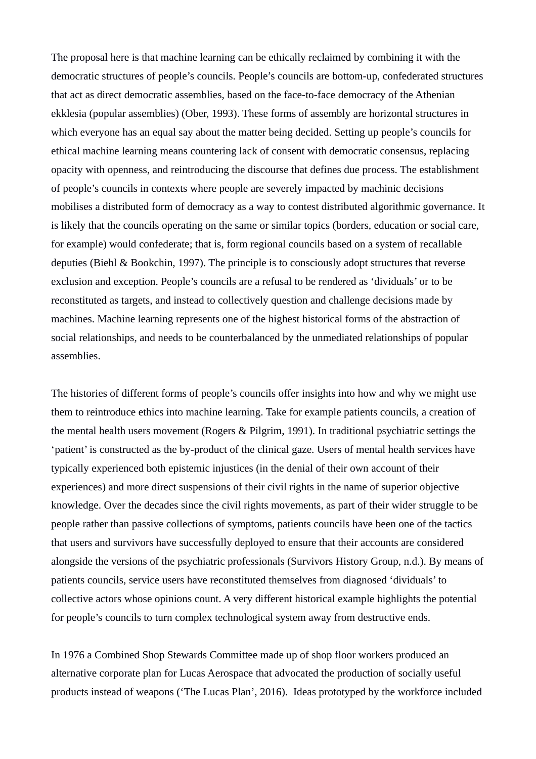The proposal here is that machine learning can be ethically reclaimed by combining it with the democratic structures of people's councils. People's councils are bottom-up, confederated structures that act as direct democratic assemblies, based on the face-to-face democracy of the Athenian ekklesia (popular assemblies) (Ober, 1993). These forms of assembly are horizontal structures in which everyone has an equal say about the matter being decided. Setting up people's councils for ethical machine learning means countering lack of consent with democratic consensus, replacing opacity with openness, and reintroducing the discourse that defines due process. The establishment of people's councils in contexts where people are severely impacted by machinic decisions mobilises a distributed form of democracy as a way to contest distributed algorithmic governance. It is likely that the councils operating on the same or similar topics (borders, education or social care, for example) would confederate; that is, form regional councils based on a system of recallable deputies (Biehl & Bookchin, 1997). The principle is to consciously adopt structures that reverse exclusion and exception. People's councils are a refusal to be rendered as 'dividuals' or to be reconstituted as targets, and instead to collectively question and challenge decisions made by machines. Machine learning represents one of the highest historical forms of the abstraction of social relationships, and needs to be counterbalanced by the unmediated relationships of popular assemblies.

The histories of different forms of people's councils offer insights into how and why we might use them to reintroduce ethics into machine learning. Take for example patients councils, a creation of the mental health users movement (Rogers & Pilgrim, 1991). In traditional psychiatric settings the 'patient' is constructed as the by-product of the clinical gaze. Users of mental health services have typically experienced both epistemic injustices (in the denial of their own account of their experiences) and more direct suspensions of their civil rights in the name of superior objective knowledge. Over the decades since the civil rights movements, as part of their wider struggle to be people rather than passive collections of symptoms, patients councils have been one of the tactics that users and survivors have successfully deployed to ensure that their accounts are considered alongside the versions of the psychiatric professionals (Survivors History Group, n.d.). By means of patients councils, service users have reconstituted themselves from diagnosed 'dividuals' to collective actors whose opinions count. A very different historical example highlights the potential for people's councils to turn complex technological system away from destructive ends.

In 1976 a Combined Shop Stewards Committee made up of shop floor workers produced an alternative corporate plan for Lucas Aerospace that advocated the production of socially useful products instead of weapons ('The Lucas Plan', 2016). Ideas prototyped by the workforce included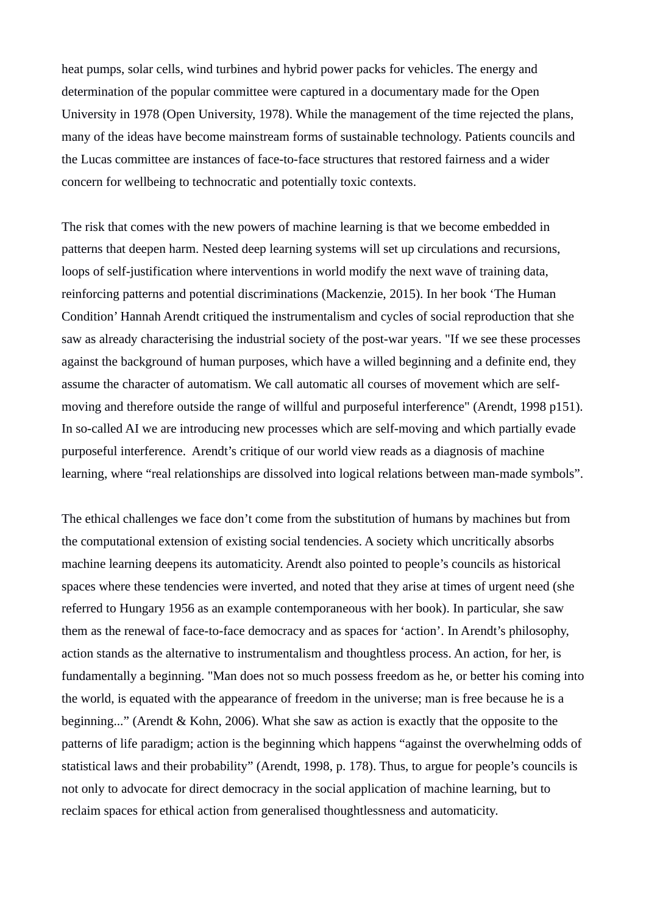heat pumps, solar cells, wind turbines and hybrid power packs for vehicles. The energy and determination of the popular committee were captured in a documentary made for the Open University in 1978 (Open University, 1978). While the management of the time rejected the plans, many of the ideas have become mainstream forms of sustainable technology. Patients councils and the Lucas committee are instances of face-to-face structures that restored fairness and a wider concern for wellbeing to technocratic and potentially toxic contexts.

The risk that comes with the new powers of machine learning is that we become embedded in patterns that deepen harm. Nested deep learning systems will set up circulations and recursions, loops of self-justification where interventions in world modify the next wave of training data, reinforcing patterns and potential discriminations (Mackenzie, 2015). In her book 'The Human Condition' Hannah Arendt critiqued the instrumentalism and cycles of social reproduction that she saw as already characterising the industrial society of the post-war years. "If we see these processes against the background of human purposes, which have a willed beginning and a definite end, they assume the character of automatism. We call automatic all courses of movement which are self-moving and therefore outside the range of willful and purposeful interference" (Arendt, 1998 p151). In so-called AI we are introducing new processes which are self-moving and which partially evade purposeful interference. Arendt's critique of our world view reads as a diagnosis of machine learning, where "real relationships are dissolved into logical relations between man-made symbols".

The ethical challenges we face don't come from the substitution of humans by machines but from the computational extension of existing social tendencies. A society which uncritically absorbs machine learning deepens its automaticity. Arendt also pointed to people's councils as historical spaces where these tendencies were inverted, and noted that they arise at times of urgent need (she referred to Hungary 1956 as an example contemporaneous with her book). In particular, she saw them as the renewal of face-to-face democracy and as spaces for 'action'. In Arendt's philosophy, action stands as the alternative to instrumentalism and thoughtless process. An action, for her, is fundamentally a beginning. "Man does not so much possess freedom as he, or better his coming into the world, is equated with the appearance of freedom in the universe; man is free because he is a beginning..." (Arendt & Kohn, 2006). What she saw as action is exactly that the opposite to the patterns of life paradigm; action is the beginning which happens "against the overwhelming odds of statistical laws and their probability" (Arendt, 1998, p. 178). Thus, to argue for people's councils is not only to advocate for direct democracy in the social application of machine learning, but to reclaim spaces for ethical action from generalised thoughtlessness and automaticity.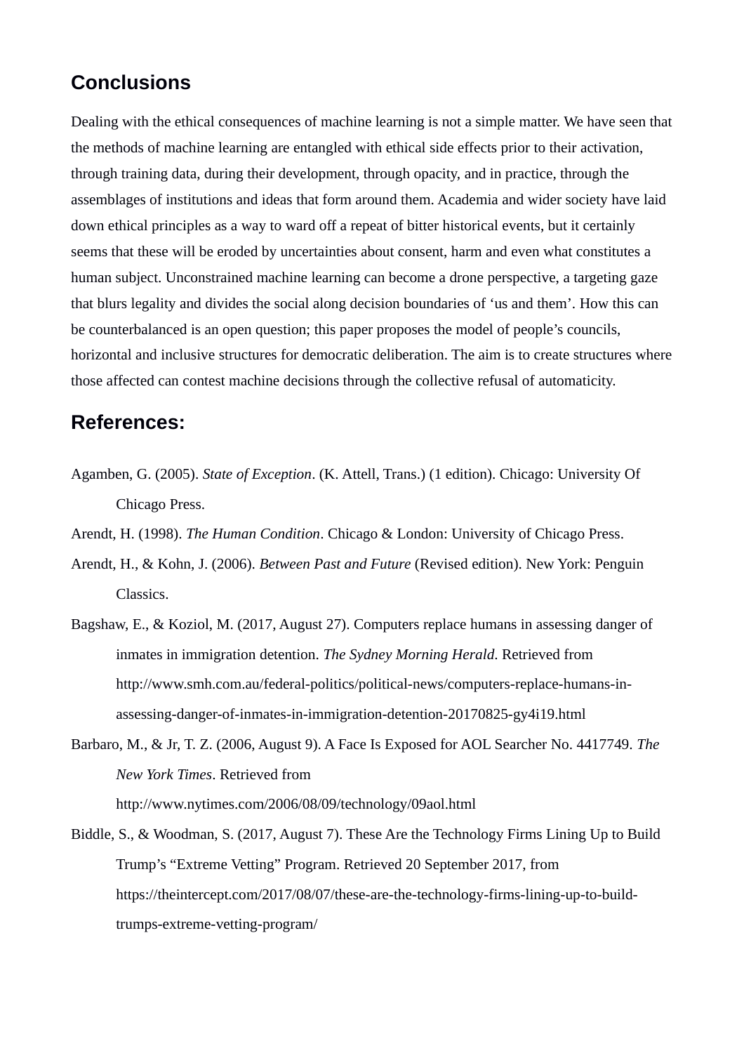## Conclusions

Dealing with the ethical consequences of machine learning is not a simple matter. We have seen that the methods of machine learning are entangled with ethical side effects prior to their activation, through training data, during their development, through opacity, and in practice, through the assemblages of institutions and ideas that form around them. Academia and wider society have laid down ethical principles as a way to ward off a repeat of bitter historical events, but it certainly seems that these will be eroded by uncertainties about consent, harm and even what constitutes a human subject. Unconstrained machine learning can become a drone perspective, a targeting gaze that blurs legality and divides the social along decision boundaries of ‘us and them’. How this can be counterbalanced is an open question; this paper proposes the model of people’s councils, horizontal and inclusive structures for democratic deliberation. The aim is to create structures where those affected can contest machine decisions through the collective refusal of automaticity.

## References:

Agamben, G. (2005). *State of Exception*. (K. Attell, Trans.) (1 edition). Chicago: University Of Chicago Press.

Arendt, H. (1998). *The Human Condition*. Chicago & London: University of Chicago Press.

Arendt, H., & Kohn, J. (2006). *Between Past and Future* (Revised edition). New York: Penguin Classics.

Bagshaw, E., & Koziol, M. (2017, August 27). Computers replace humans in assessing danger of inmates in immigration detention. *The Sydney Morning Herald*. Retrieved from http://www.smh.com.au/federal-politics/political-news/computers-replace-humans-in-assessing-danger-of-inmates-in-immigration-detention-20170825-gy4i19.html

Barbaro, M., & Jr, T. Z. (2006, August 9). A Face Is Exposed for AOL Searcher No. 4417749. *The New York Times*. Retrieved from http://www.nytimes.com/2006/08/09/technology/09aol.html

Biddle, S., & Woodman, S. (2017, August 7). These Are the Technology Firms Lining Up to Build Trump’s “Extreme Vetting” Program. Retrieved 20 September 2017, from https://theintercept.com/2017/08/07/these-are-the-technology-firms-lining-up-to-build-trumps-extreme-vetting-program/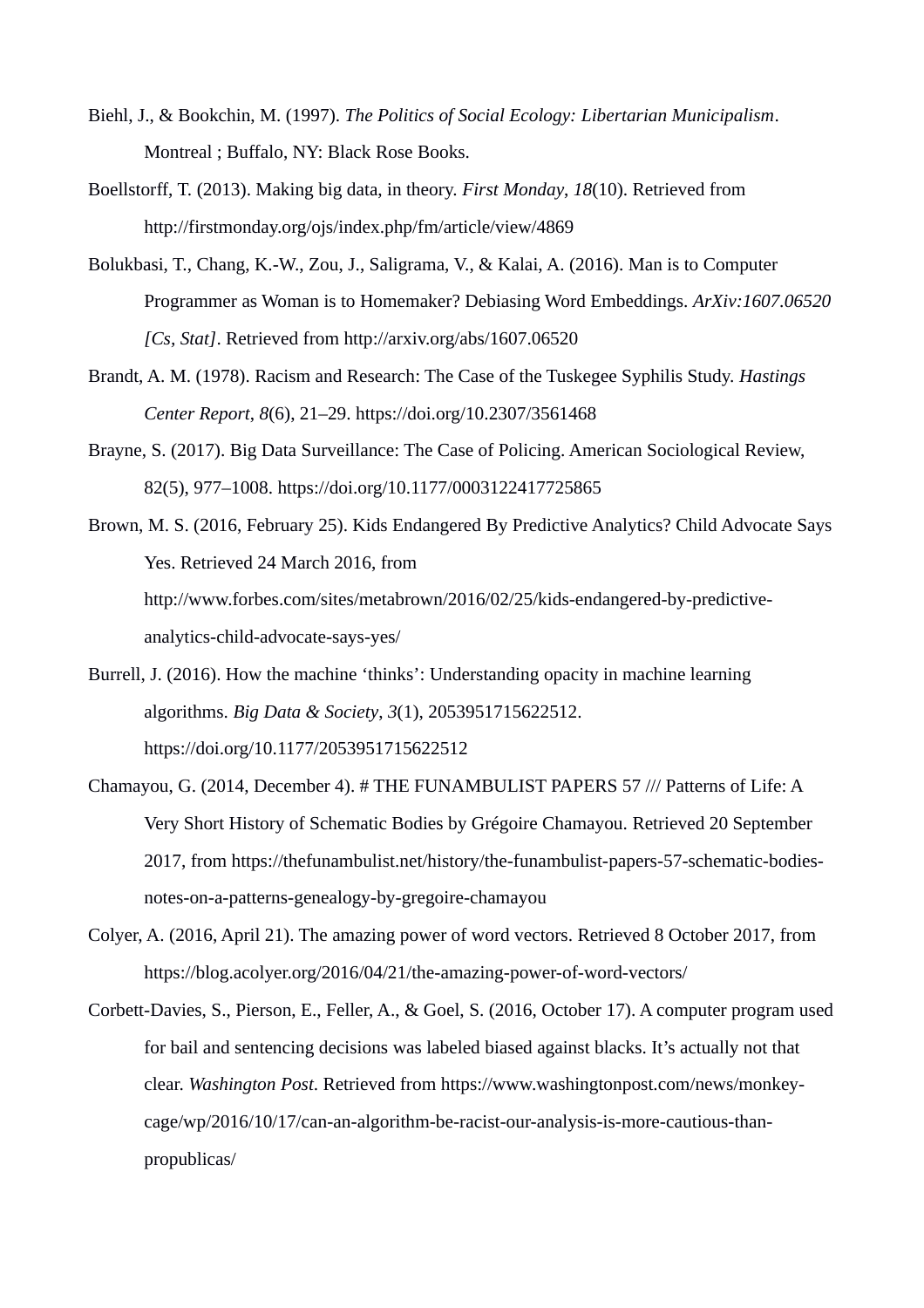Biehl, J., & Bookchin, M. (1997). *The Politics of Social Ecology: Libertarian Municipalism*. Montreal ; Buffalo, NY: Black Rose Books.

Boellstorff, T. (2013). Making big data, in theory. *First Monday*, *18*(10). Retrieved from http://firstmonday.org/ojs/index.php/fm/article/view/4869

Bolukbasi, T., Chang, K.-W., Zou, J., Saligrama, V., & Kalai, A. (2016). Man is to Computer Programmer as Woman is to Homemaker? Debiasing Word Embeddings. *ArXiv:1607.06520 [Cs, Stat]*. Retrieved from http://arxiv.org/abs/1607.06520

Brandt, A. M. (1978). Racism and Research: The Case of the Tuskegee Syphilis Study. *Hastings Center Report*, *8*(6), 21–29. https://doi.org/10.2307/3561468

Brayne, S. (2017). Big Data Surveillance: The Case of Policing. American Sociological Review, 82(5), 977–1008. https://doi.org/10.1177/0003122417725865

Brown, M. S. (2016, February 25). Kids Endangered By Predictive Analytics? Child Advocate Says Yes. Retrieved 24 March 2016, from http://www.forbes.com/sites/metabrown/2016/02/25/kids-endangered-by-predictive-analytics-child-advocate-says-yes/

Burrell, J. (2016). How the machine 'thinks': Understanding opacity in machine learning algorithms. *Big Data & Society*, *3*(1), 2053951715622512. https://doi.org/10.1177/2053951715622512

Chamayou, G. (2014, December 4). # THE FUNAMBULIST PAPERS 57 /// Patterns of Life: A Very Short History of Schematic Bodies by Grégoire Chamayou. Retrieved 20 September 2017, from https://thefunambulist.net/history/the-funambulist-papers-57-schematic-bodies-notes-on-a-patterns-genealogy-by-gregoire-chamayou

Colyer, A. (2016, April 21). The amazing power of word vectors. Retrieved 8 October 2017, from https://blog.acolyer.org/2016/04/21/the-amazing-power-of-word-vectors/

Corbett-Davies, S., Pierson, E., Feller, A., & Goel, S. (2016, October 17). A computer program used for bail and sentencing decisions was labeled biased against blacks. It's actually not that clear. *Washington Post*. Retrieved from https://www.washingtonpost.com/news/monkey-cage/wp/2016/10/17/can-an-algorithm-be-racist-our-analysis-is-more-cautious-than-propublicas/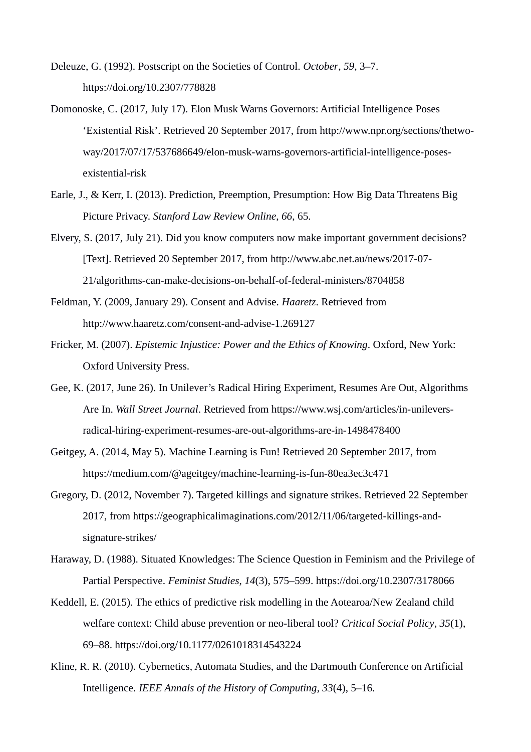Deleuze, G. (1992). Postscript on the Societies of Control. *October*, *59*, 3–7. https://doi.org/10.2307/778828

Domonoske, C. (2017, July 17). Elon Musk Warns Governors: Artificial Intelligence Poses ‘Existential Risk’. Retrieved 20 September 2017, from http://www.npr.org/sections/thetwo-way/2017/07/17/537686649/elon-musk-warns-governors-artificial-intelligence-poses-existential-risk

Earle, J., & Kerr, I. (2013). Prediction, Preemption, Presumption: How Big Data Threatens Big Picture Privacy. *Stanford Law Review Online*, *66*, 65.

Elvery, S. (2017, July 21). Did you know computers now make important government decisions? [Text]. Retrieved 20 September 2017, from http://www.abc.net.au/news/2017-07-21/algorithms-can-make-decisions-on-behalf-of-federal-ministers/8704858

Feldman, Y. (2009, January 29). Consent and Advise. *Haaretz*. Retrieved from http://www.haaretz.com/consent-and-advise-1.269127

Fricker, M. (2007). *Epistemic Injustice: Power and the Ethics of Knowing*. Oxford, New York: Oxford University Press.

Gee, K. (2017, June 26). In Unilever’s Radical Hiring Experiment, Resumes Are Out, Algorithms Are In. *Wall Street Journal*. Retrieved from https://www.wsj.com/articles/in-unilevers-radical-hiring-experiment-resumes-are-out-algorithms-are-in-1498478400

Geitgey, A. (2014, May 5). Machine Learning is Fun! Retrieved 20 September 2017, from https://medium.com/@ageitgey/machine-learning-is-fun-80ea3ec3c471

Gregory, D. (2012, November 7). Targeted killings and signature strikes. Retrieved 22 September 2017, from https://geographicalimaginations.com/2012/11/06/targeted-killings-and-signature-strikes/

Haraway, D. (1988). Situated Knowledges: The Science Question in Feminism and the Privilege of Partial Perspective. *Feminist Studies*, *14*(3), 575–599. https://doi.org/10.2307/3178066

Keddell, E. (2015). The ethics of predictive risk modelling in the Aotearoa/New Zealand child welfare context: Child abuse prevention or neo-liberal tool? *Critical Social Policy*, *35*(1), 69–88. https://doi.org/10.1177/0261018314543224

Kline, R. R. (2010). Cybernetics, Automata Studies, and the Dartmouth Conference on Artificial Intelligence. *IEEE Annals of the History of Computing*, *33*(4), 5–16.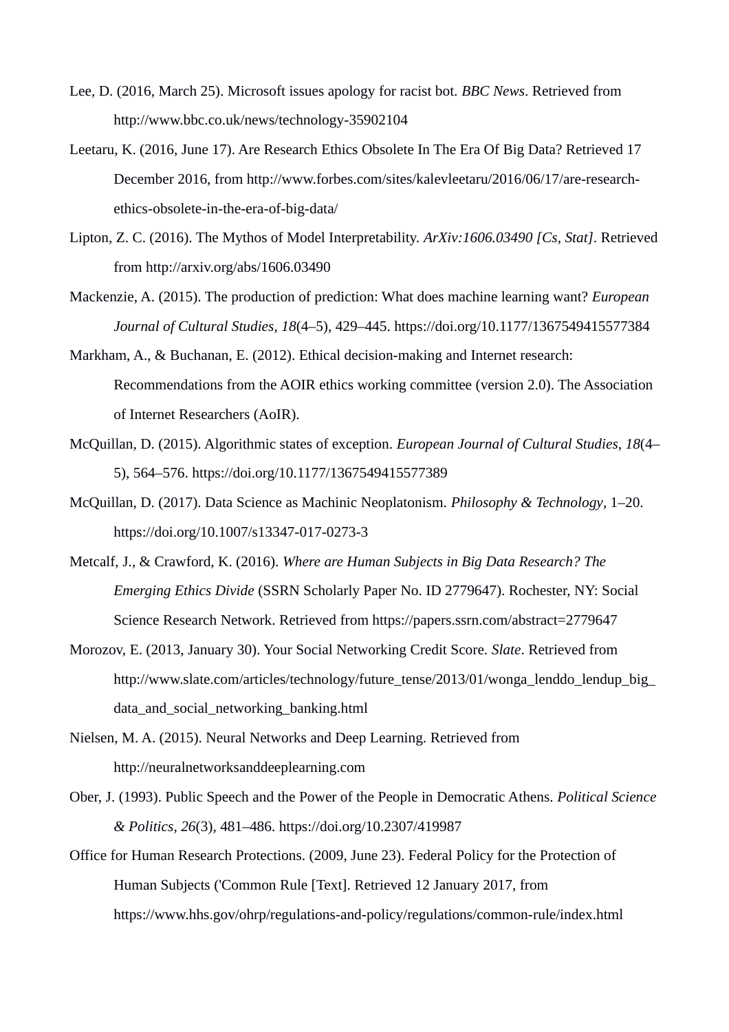Lee, D. (2016, March 25). Microsoft issues apology for racist bot. *BBC News*. Retrieved from http://www.bbc.co.uk/news/technology-35902104

Leetaru, K. (2016, June 17). Are Research Ethics Obsolete In The Era Of Big Data? Retrieved 17 December 2016, from http://www.forbes.com/sites/kalevleetaru/2016/06/17/are-research-ethics-obsolete-in-the-era-of-big-data/

Lipton, Z. C. (2016). The Mythos of Model Interpretability. *ArXiv:1606.03490 [Cs, Stat]*. Retrieved from http://arxiv.org/abs/1606.03490

Mackenzie, A. (2015). The production of prediction: What does machine learning want? *European Journal of Cultural Studies*, *18*(4–5), 429–445. https://doi.org/10.1177/1367549415577384

Markham, A., & Buchanan, E. (2012). Ethical decision-making and Internet research: Recommendations from the AOIR ethics working committee (version 2.0). The Association of Internet Researchers (AoIR).

McQuillan, D. (2015). Algorithmic states of exception. *European Journal of Cultural Studies*, *18*(4–5), 564–576. https://doi.org/10.1177/1367549415577389

McQuillan, D. (2017). Data Science as Machinic Neoplatonism. *Philosophy & Technology*, 1–20. https://doi.org/10.1007/s13347-017-0273-3

Metcalf, J., & Crawford, K. (2016). *Where are Human Subjects in Big Data Research? The Emerging Ethics Divide* (SSRN Scholarly Paper No. ID 2779647). Rochester, NY: Social Science Research Network. Retrieved from https://papers.ssrn.com/abstract=2779647

Morozov, E. (2013, January 30). Your Social Networking Credit Score. *Slate*. Retrieved from http://www.slate.com/articles/technology/future_tense/2013/01/wonga_lenddo_lendup_big_data_and_social_networking_banking.html

Nielsen, M. A. (2015). Neural Networks and Deep Learning. Retrieved from http://neuralnetworksanddeeplearning.com

Ober, J. (1993). Public Speech and the Power of the People in Democratic Athens. *Political Science & Politics*, *26*(3), 481–486. https://doi.org/10.2307/419987

Office for Human Research Protections. (2009, June 23). Federal Policy for the Protection of Human Subjects ('Common Rule [Text]. Retrieved 12 January 2017, from https://www.hhs.gov/ohrp/regulations-and-policy/regulations/common-rule/index.html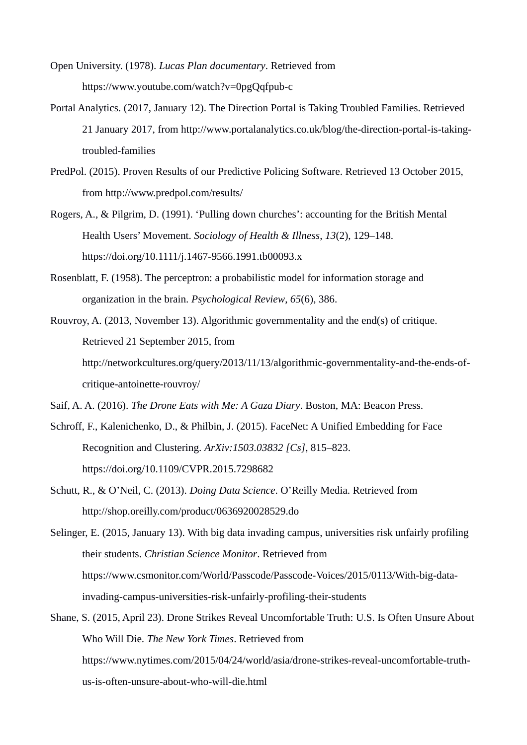Open University. (1978). *Lucas Plan documentary*. Retrieved from https://www.youtube.com/watch?v=0pgQqfpub-c

Portal Analytics. (2017, January 12). The Direction Portal is Taking Troubled Families. Retrieved 21 January 2017, from http://www.portalanalytics.co.uk/blog/the-direction-portal-is-taking-troubled-families

PredPol. (2015). Proven Results of our Predictive Policing Software. Retrieved 13 October 2015, from http://www.predpol.com/results/

Rogers, A., & Pilgrim, D. (1991). 'Pulling down churches': accounting for the British Mental Health Users' Movement. *Sociology of Health & Illness*, *13*(2), 129–148. https://doi.org/10.1111/j.1467-9566.1991.tb00093.x

Rosenblatt, F. (1958). The perceptron: a probabilistic model for information storage and organization in the brain. *Psychological Review*, *65*(6), 386.

Rouvroy, A. (2013, November 13). Algorithmic governmentality and the end(s) of critique. Retrieved 21 September 2015, from http://networkcultures.org/query/2013/11/13/algorithmic-governmentality-and-the-ends-of-critique-antoinette-rouvroy/

Saif, A. A. (2016). *The Drone Eats with Me: A Gaza Diary*. Boston, MA: Beacon Press.

Schroff, F., Kalenichenko, D., & Philbin, J. (2015). FaceNet: A Unified Embedding for Face Recognition and Clustering. *ArXiv:1503.03832 [Cs]*, 815–823. https://doi.org/10.1109/CVPR.2015.7298682

Schutt, R., & O'Neil, C. (2013). *Doing Data Science*. O'Reilly Media. Retrieved from http://shop.oreilly.com/product/0636920028529.do

Selinger, E. (2015, January 13). With big data invading campus, universities risk unfairly profiling their students. *Christian Science Monitor*. Retrieved from https://www.csmonitor.com/World/Passcode/Passcode-Voices/2015/0113/With-big-data-invading-campus-universities-risk-unfairly-profiling-their-students

Shane, S. (2015, April 23). Drone Strikes Reveal Uncomfortable Truth: U.S. Is Often Unsure About Who Will Die. *The New York Times*. Retrieved from https://www.nytimes.com/2015/04/24/world/asia/drone-strikes-reveal-uncomfortable-truth-us-is-often-unsure-about-who-will-die.html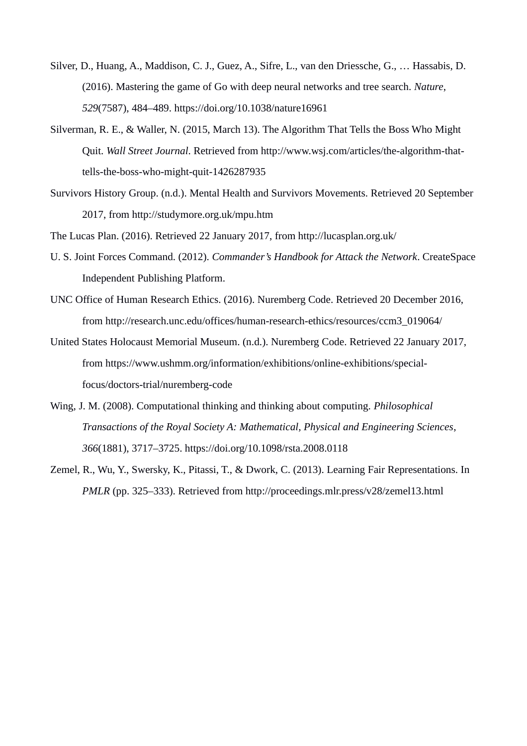Silver, D., Huang, A., Maddison, C. J., Guez, A., Sifre, L., van den Driessche, G., … Hassabis, D. (2016). Mastering the game of Go with deep neural networks and tree search. *Nature*, *529*(7587), 484–489. https://doi.org/10.1038/nature16961

Silverman, R. E., & Waller, N. (2015, March 13). The Algorithm That Tells the Boss Who Might Quit. *Wall Street Journal*. Retrieved from http://www.wsj.com/articles/the-algorithm-that-tells-the-boss-who-might-quit-1426287935

Survivors History Group. (n.d.). Mental Health and Survivors Movements. Retrieved 20 September 2017, from http://studymore.org.uk/mpu.htm

The Lucas Plan. (2016). Retrieved 22 January 2017, from http://lucasplan.org.uk/

U. S. Joint Forces Command. (2012). *Commander's Handbook for Attack the Network*. CreateSpace Independent Publishing Platform.

UNC Office of Human Research Ethics. (2016). Nuremberg Code. Retrieved 20 December 2016, from http://research.unc.edu/offices/human-research-ethics/resources/ccm3_019064/

United States Holocaust Memorial Museum. (n.d.). Nuremberg Code. Retrieved 22 January 2017, from https://www.ushmm.org/information/exhibitions/online-exhibitions/special-focus/doctors-trial/nuremberg-code

Wing, J. M. (2008). Computational thinking and thinking about computing. *Philosophical Transactions of the Royal Society A: Mathematical, Physical and Engineering Sciences*, *366*(1881), 3717–3725. https://doi.org/10.1098/rsta.2008.0118

Zemel, R., Wu, Y., Swersky, K., Pitassi, T., & Dwork, C. (2013). Learning Fair Representations. In *PMLR* (pp. 325–333). Retrieved from http://proceedings.mlr.press/v28/zemel13.html